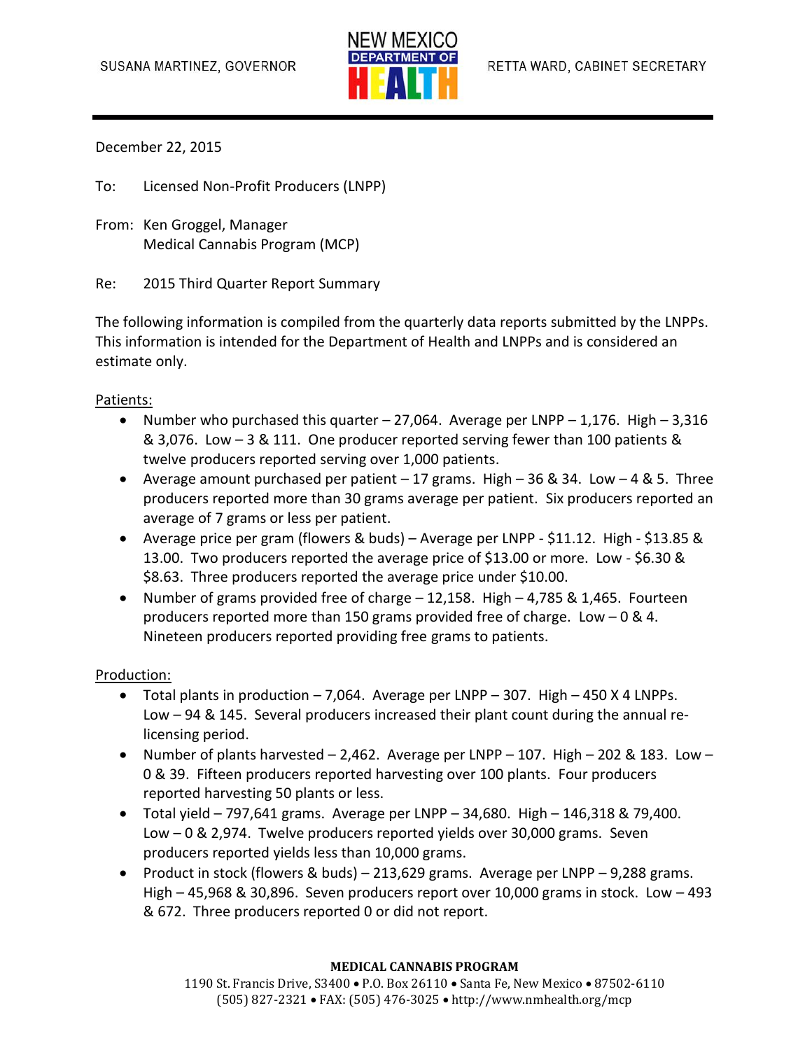SUSANA MARTINEZ, GOVERNOR

NEW MEXICO DEPARTMENT OF HEALTH

RETTA WARD, CABINET SECRETARY

December 22, 2015

To: Licensed Non-Profit Producers (LNPP)

From: Ken Groggel, Manager
Medical Cannabis Program (MCP)

Re: 2015 Third Quarter Report Summary

The following information is compiled from the quarterly data reports submitted by the LNPPs. This information is intended for the Department of Health and LNPPs and is considered an estimate only.

Patients:

- Number who purchased this quarter – 27,064. Average per LNPP – 1,176. High – 3,316 & 3,076. Low – 3 & 111. One producer reported serving fewer than 100 patients & twelve producers reported serving over 1,000 patients.
- Average amount purchased per patient – 17 grams. High – 36 & 34. Low – 4 & 5. Three producers reported more than 30 grams average per patient. Six producers reported an average of 7 grams or less per patient.
- Average price per gram (flowers & buds) – Average per LNPP - $11.12. High - $13.85 & 13.00. Two producers reported the average price of $13.00 or more. Low - $6.30 & $8.63. Three producers reported the average price under $10.00.
- Number of grams provided free of charge – 12,158. High – 4,785 & 1,465. Fourteen producers reported more than 150 grams provided free of charge. Low – 0 & 4. Nineteen producers reported providing free grams to patients.

Production:

- Total plants in production – 7,064. Average per LNPP – 307. High – 450 X 4 LNPPs. Low – 94 & 145. Several producers increased their plant count during the annual re-licensing period.
- Number of plants harvested – 2,462. Average per LNPP – 107. High – 202 & 183. Low – 0 & 39. Fifteen producers reported harvesting over 100 plants. Four producers reported harvesting 50 plants or less.
- Total yield – 797,641 grams. Average per LNPP – 34,680. High – 146,318 & 79,400. Low – 0 & 2,974. Twelve producers reported yields over 30,000 grams. Seven producers reported yields less than 10,000 grams.
- Product in stock (flowers & buds) – 213,629 grams. Average per LNPP – 9,288 grams. High – 45,968 & 30,896. Seven producers report over 10,000 grams in stock. Low – 493 & 672. Three producers reported 0 or did not report.

**MEDICAL CANNABIS PROGRAM**
1190 St. Francis Drive, S3400 • P.O. Box 26110 • Santa Fe, New Mexico • 87502-6110
(505) 827-2321 • FAX: (505) 476-3025 • http://www.nmhealth.org/mcp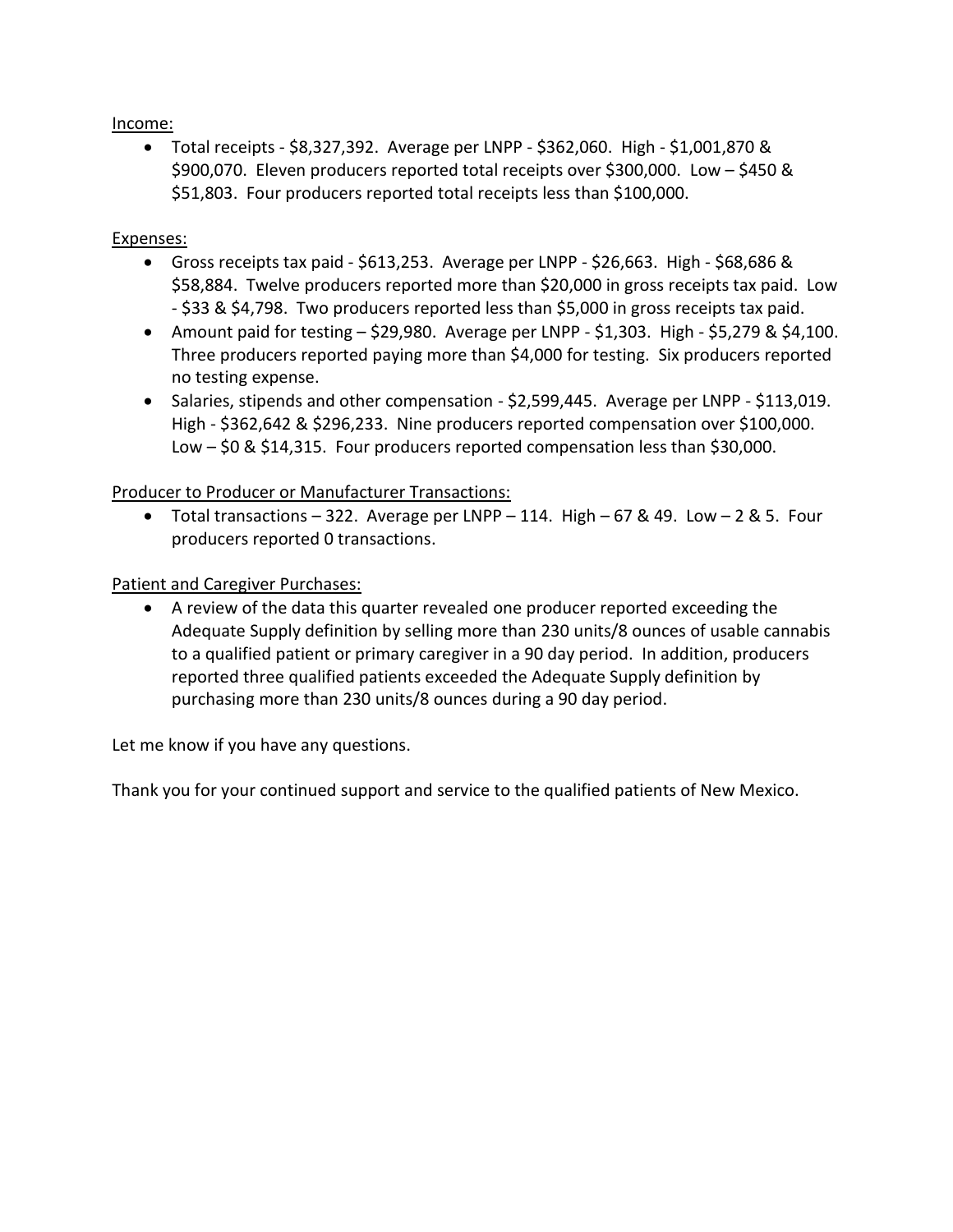Income:

- Total receipts - $8,327,392. Average per LNPP - $362,060. High - $1,001,870 & $900,070. Eleven producers reported total receipts over $300,000. Low – $450 & $51,803. Four producers reported total receipts less than $100,000.

Expenses:

- Gross receipts tax paid - $613,253. Average per LNPP - $26,663. High - $68,686 & $58,884. Twelve producers reported more than $20,000 in gross receipts tax paid. Low - $33 & $4,798. Two producers reported less than $5,000 in gross receipts tax paid.
- Amount paid for testing – $29,980. Average per LNPP - $1,303. High - $5,279 & $4,100. Three producers reported paying more than $4,000 for testing. Six producers reported no testing expense.
- Salaries, stipends and other compensation - $2,599,445. Average per LNPP - $113,019. High - $362,642 & $296,233. Nine producers reported compensation over $100,000. Low – $0 & $14,315. Four producers reported compensation less than $30,000.

Producer to Producer or Manufacturer Transactions:

- Total transactions – 322. Average per LNPP – 114. High – 67 & 49. Low – 2 & 5. Four producers reported 0 transactions.

Patient and Caregiver Purchases:

- A review of the data this quarter revealed one producer reported exceeding the Adequate Supply definition by selling more than 230 units/8 ounces of usable cannabis to a qualified patient or primary caregiver in a 90 day period. In addition, producers reported three qualified patients exceeded the Adequate Supply definition by purchasing more than 230 units/8 ounces during a 90 day period.

Let me know if you have any questions.

Thank you for your continued support and service to the qualified patients of New Mexico.